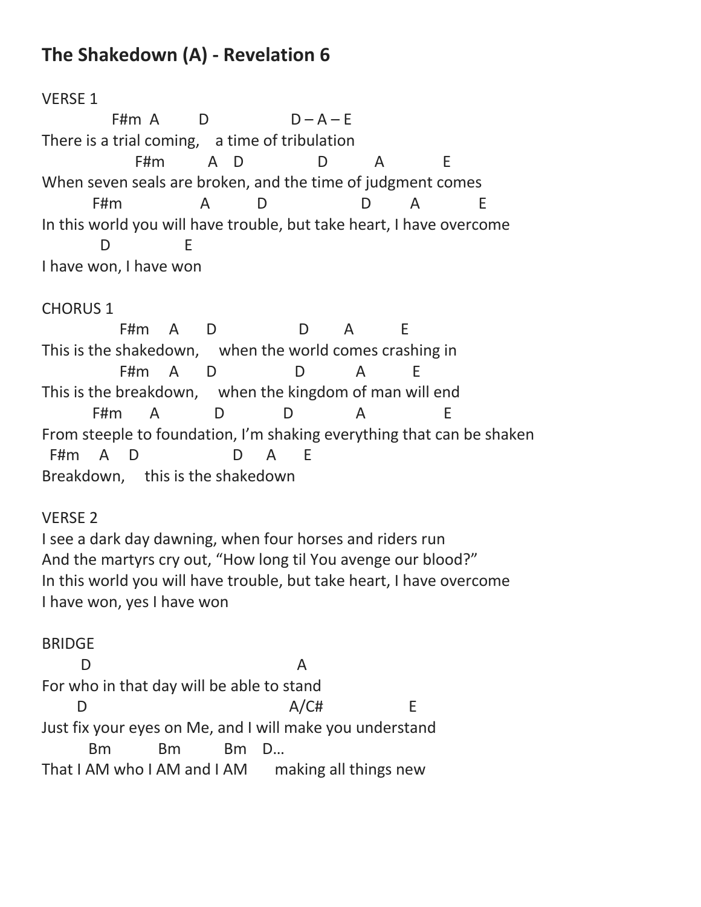## The Shakedown (A) - Revelation 6

VERSE 1

```
             F#m  A        D                  D – A – E
There is a trial coming,    a time of tribulation
                  F#m        A   D              D        A          E
When seven seals are broken, and the time of judgment comes
          F#m               A        D                  D       A          E
In this world you will have trouble, but take heart, I have overcome
            D             E
I have won, I have won
```

CHORUS 1

```
              F#m    A     D                D       A        E
This is the shakedown,     when the world comes crashing in
              F#m    A     D               D         A        E
This is the breakdown,     when the kingdom of man will end
          F#m     A          D           D           A              E
From steeple to foundation, I'm shaking everything that can be shaken
  F#m    A    D                  D    A     E
Breakdown,     this is the shakedown
```

VERSE 2

I see a dark day dawning, when four horses and riders run
And the martyrs cry out, "How long til You avenge our blood?"
In this world you will have trouble, but take heart, I have overcome
I have won, yes I have won

BRIDGE

```
       D                                     A
For who in that day will be able to stand
       D                                 A/C#              E
Just fix your eyes on Me, and I will make you understand
         Bm         Bm        Bm   D…
That I AM who I AM and I AM      making all things new
```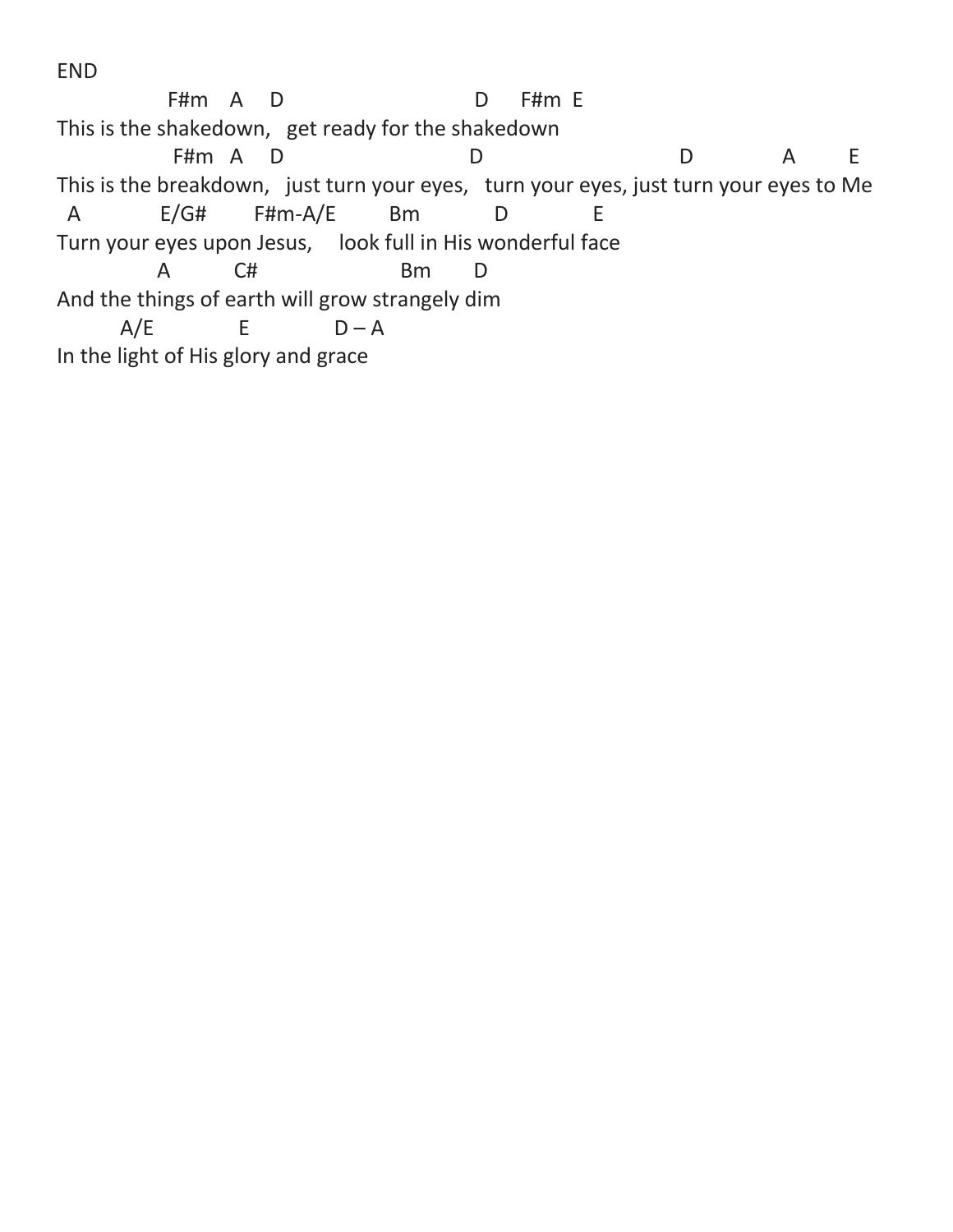END

```
               F#m    A     D                                D      F#m  E
This is the shakedown,   get ready for the shakedown
                F#m   A     D                              D                                D              A          E
This is the breakdown,   just turn your eyes,   turn your eyes, just turn your eyes to Me
  A              E/G#        F#m-A/E         Bm            D              E
Turn your eyes upon Jesus,     look full in His wonderful face
              A          C#                        Bm        D
And the things of earth will grow strangely dim
         A/E              E              D – A
In the light of His glory and grace
```